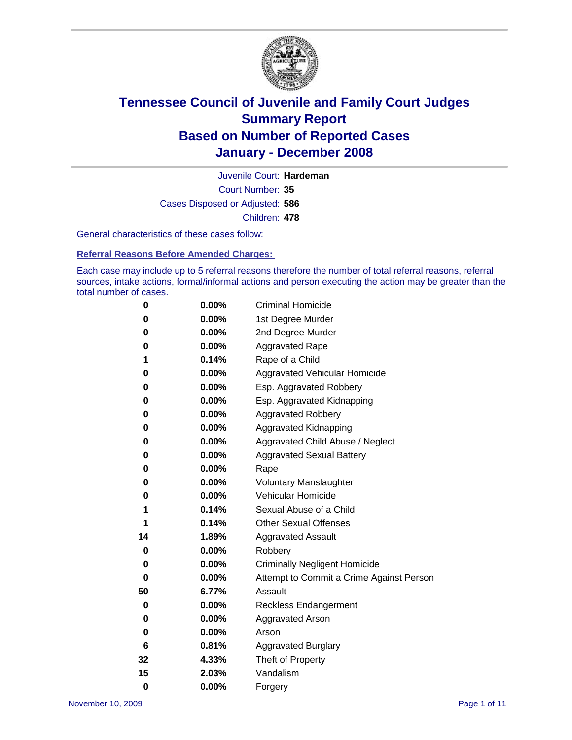# Tennessee Council of Juvenile and Family Court Judges
# Summary Report
# Based on Number of Reported Cases
# January - December 2008

Juvenile Court: **Hardeman**

Court Number: **35**

Cases Disposed or Adjusted: **586**

Children: **478**

General characteristics of these cases follow:

### Referral Reasons Before Amended Charges:

Each case may include up to 5 referral reasons therefore the number of total referral reasons, referral sources, intake actions, formal/informal actions and person executing the action may be greater than the total number of cases.

| Count | Percent | Referral Reason |
|---|---|---|
| 0 | 0.00% | Criminal Homicide |
| 0 | 0.00% | 1st Degree Murder |
| 0 | 0.00% | 2nd Degree Murder |
| 0 | 0.00% | Aggravated Rape |
| 1 | 0.14% | Rape of a Child |
| 0 | 0.00% | Aggravated Vehicular Homicide |
| 0 | 0.00% | Esp. Aggravated Robbery |
| 0 | 0.00% | Esp. Aggravated Kidnapping |
| 0 | 0.00% | Aggravated Robbery |
| 0 | 0.00% | Aggravated Kidnapping |
| 0 | 0.00% | Aggravated Child Abuse / Neglect |
| 0 | 0.00% | Aggravated Sexual Battery |
| 0 | 0.00% | Rape |
| 0 | 0.00% | Voluntary Manslaughter |
| 0 | 0.00% | Vehicular Homicide |
| 1 | 0.14% | Sexual Abuse of a Child |
| 1 | 0.14% | Other Sexual Offenses |
| 14 | 1.89% | Aggravated Assault |
| 0 | 0.00% | Robbery |
| 0 | 0.00% | Criminally Negligent Homicide |
| 0 | 0.00% | Attempt to Commit a Crime Against Person |
| 50 | 6.77% | Assault |
| 0 | 0.00% | Reckless Endangerment |
| 0 | 0.00% | Aggravated Arson |
| 0 | 0.00% | Arson |
| 6 | 0.81% | Aggravated Burglary |
| 32 | 4.33% | Theft of Property |
| 15 | 2.03% | Vandalism |
| 0 | 0.00% | Forgery |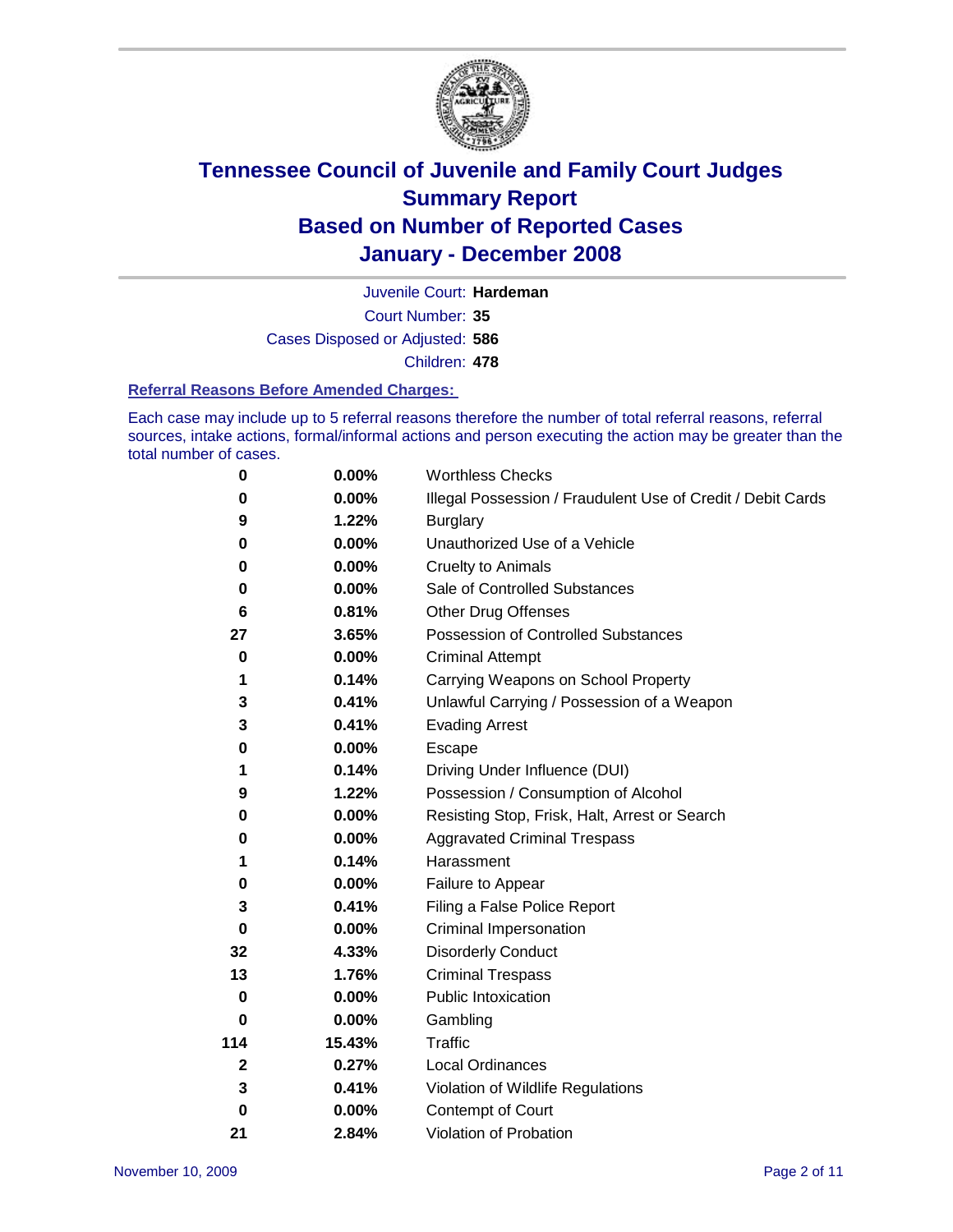# Tennessee Council of Juvenile and Family Court Judges
## Summary Report
## Based on Number of Reported Cases
## January - December 2008

Juvenile Court: **Hardeman**

Court Number: **35**

Cases Disposed or Adjusted: **586**

Children: **478**

### Referral Reasons Before Amended Charges:

Each case may include up to 5 referral reasons therefore the number of total referral reasons, referral sources, intake actions, formal/informal actions and person executing the action may be greater than the total number of cases.

| Count | Percent | Referral Reason |
|---|---|---|
| 0 | 0.00% | Worthless Checks |
| 0 | 0.00% | Illegal Possession / Fraudulent Use of Credit / Debit Cards |
| 9 | 1.22% | Burglary |
| 0 | 0.00% | Unauthorized Use of a Vehicle |
| 0 | 0.00% | Cruelty to Animals |
| 0 | 0.00% | Sale of Controlled Substances |
| 6 | 0.81% | Other Drug Offenses |
| 27 | 3.65% | Possession of Controlled Substances |
| 0 | 0.00% | Criminal Attempt |
| 1 | 0.14% | Carrying Weapons on School Property |
| 3 | 0.41% | Unlawful Carrying / Possession of a Weapon |
| 3 | 0.41% | Evading Arrest |
| 0 | 0.00% | Escape |
| 1 | 0.14% | Driving Under Influence (DUI) |
| 9 | 1.22% | Possession / Consumption of Alcohol |
| 0 | 0.00% | Resisting Stop, Frisk, Halt, Arrest or Search |
| 0 | 0.00% | Aggravated Criminal Trespass |
| 1 | 0.14% | Harassment |
| 0 | 0.00% | Failure to Appear |
| 3 | 0.41% | Filing a False Police Report |
| 0 | 0.00% | Criminal Impersonation |
| 32 | 4.33% | Disorderly Conduct |
| 13 | 1.76% | Criminal Trespass |
| 0 | 0.00% | Public Intoxication |
| 0 | 0.00% | Gambling |
| 114 | 15.43% | Traffic |
| 2 | 0.27% | Local Ordinances |
| 3 | 0.41% | Violation of Wildlife Regulations |
| 0 | 0.00% | Contempt of Court |
| 21 | 2.84% | Violation of Probation |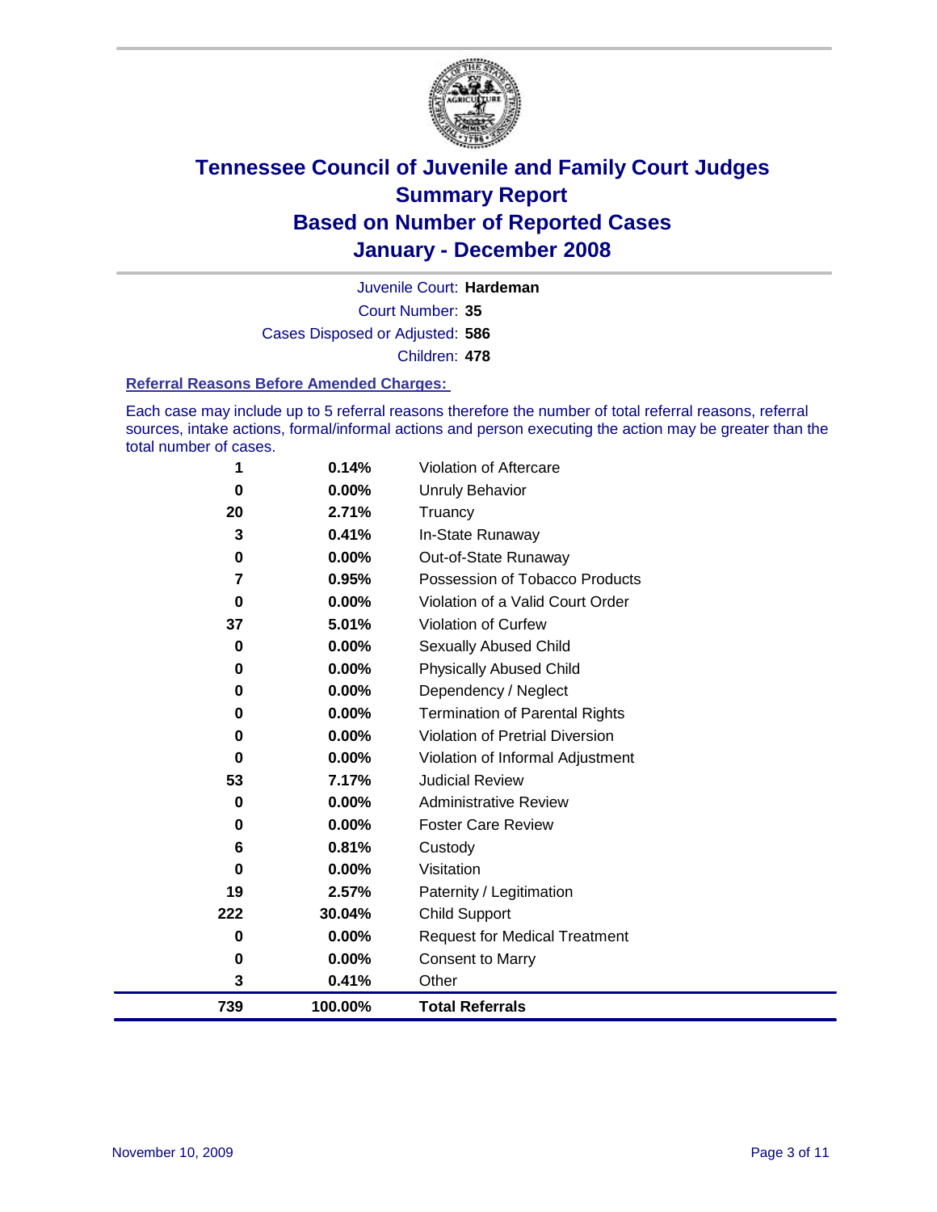# Tennessee Council of Juvenile and Family Court Judges
# Summary Report
# Based on Number of Reported Cases
# January - December 2008

Juvenile Court: **Hardeman**

Court Number: **35**

Cases Disposed or Adjusted: **586**

Children: **478**

### Referral Reasons Before Amended Charges:

Each case may include up to 5 referral reasons therefore the number of total referral reasons, referral sources, intake actions, formal/informal actions and person executing the action may be greater than the total number of cases.

| | | |
|---|---|---|
| 1 | 0.14% | Violation of Aftercare |
| 0 | 0.00% | Unruly Behavior |
| 20 | 2.71% | Truancy |
| 3 | 0.41% | In-State Runaway |
| 0 | 0.00% | Out-of-State Runaway |
| 7 | 0.95% | Possession of Tobacco Products |
| 0 | 0.00% | Violation of a Valid Court Order |
| 37 | 5.01% | Violation of Curfew |
| 0 | 0.00% | Sexually Abused Child |
| 0 | 0.00% | Physically Abused Child |
| 0 | 0.00% | Dependency / Neglect |
| 0 | 0.00% | Termination of Parental Rights |
| 0 | 0.00% | Violation of Pretrial Diversion |
| 0 | 0.00% | Violation of Informal Adjustment |
| 53 | 7.17% | Judicial Review |
| 0 | 0.00% | Administrative Review |
| 0 | 0.00% | Foster Care Review |
| 6 | 0.81% | Custody |
| 0 | 0.00% | Visitation |
| 19 | 2.57% | Paternity / Legitimation |
| 222 | 30.04% | Child Support |
| 0 | 0.00% | Request for Medical Treatment |
| 0 | 0.00% | Consent to Marry |
| 3 | 0.41% | Other |
| **739** | **100.00%** | **Total Referrals** |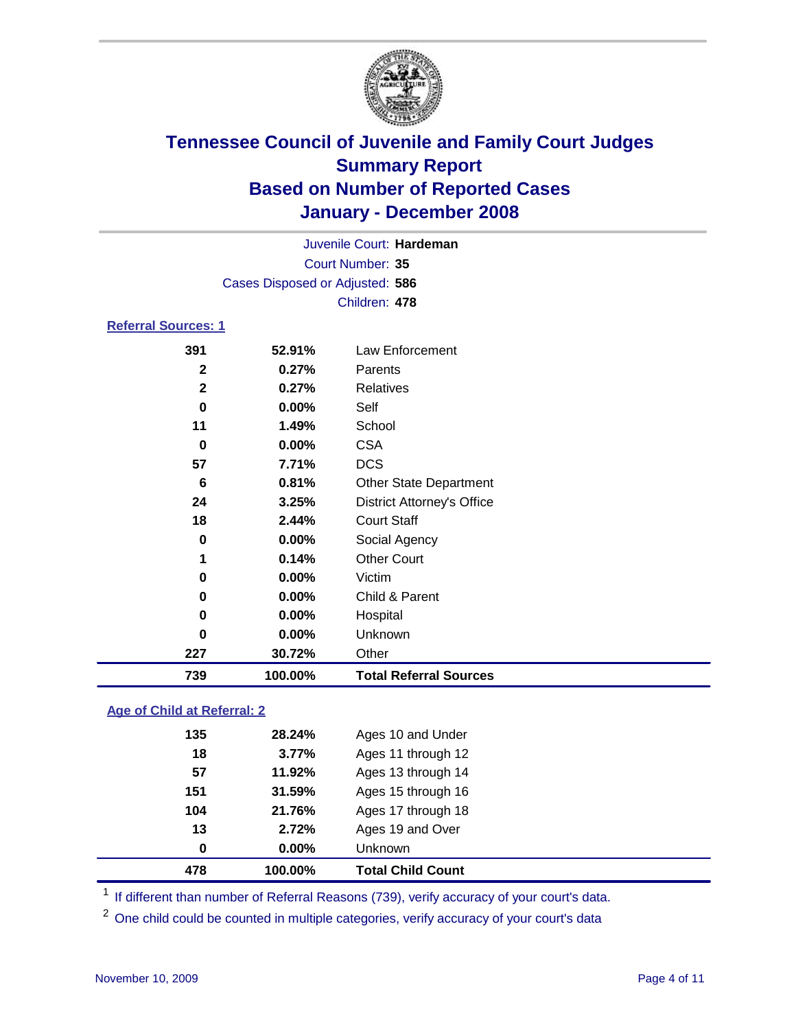# Tennessee Council of Juvenile and Family Court Judges
## Summary Report
## Based on Number of Reported Cases
## January - December 2008

Juvenile Court: **Hardeman**
Court Number: **35**
Cases Disposed or Adjusted: **586**
Children: **478**

### Referral Sources: 1

| Count | Percent | Source |
|---|---|---|
| 391 | 52.91% | Law Enforcement |
| 2 | 0.27% | Parents |
| 2 | 0.27% | Relatives |
| 0 | 0.00% | Self |
| 11 | 1.49% | School |
| 0 | 0.00% | CSA |
| 57 | 7.71% | DCS |
| 6 | 0.81% | Other State Department |
| 24 | 3.25% | District Attorney's Office |
| 18 | 2.44% | Court Staff |
| 0 | 0.00% | Social Agency |
| 1 | 0.14% | Other Court |
| 0 | 0.00% | Victim |
| 0 | 0.00% | Child & Parent |
| 0 | 0.00% | Hospital |
| 0 | 0.00% | Unknown |
| 227 | 30.72% | Other |
| **739** | **100.00%** | **Total Referral Sources** |

### Age of Child at Referral: 2

| Count | Percent | Age |
|---|---|---|
| 135 | 28.24% | Ages 10 and Under |
| 18 | 3.77% | Ages 11 through 12 |
| 57 | 11.92% | Ages 13 through 14 |
| 151 | 31.59% | Ages 15 through 16 |
| 104 | 21.76% | Ages 17 through 18 |
| 13 | 2.72% | Ages 19 and Over |
| 0 | 0.00% | Unknown |
| **478** | **100.00%** | **Total Child Count** |

[1] If different than number of Referral Reasons (739), verify accuracy of your court's data.

[2] One child could be counted in multiple categories, verify accuracy of your court's data

November 10, 2009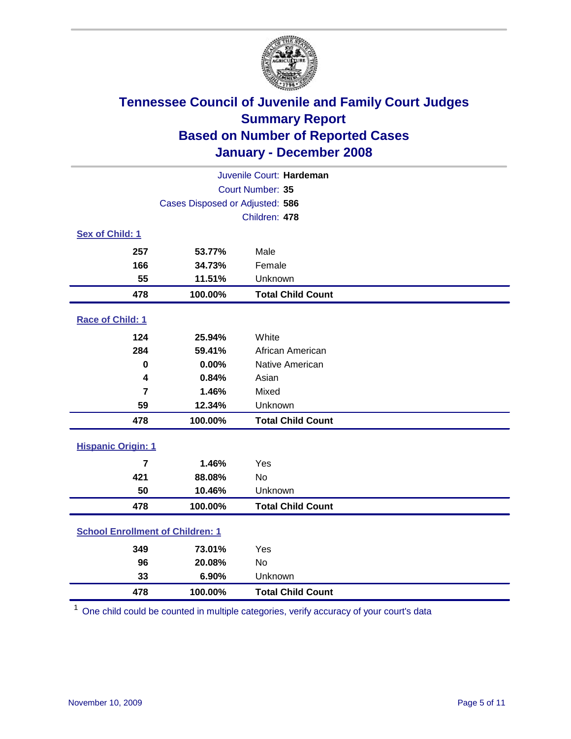# Tennessee Council of Juvenile and Family Court Judges
## Summary Report
## Based on Number of Reported Cases
## January - December 2008

Juvenile Court: **Hardeman**
Court Number: **35**
Cases Disposed or Adjusted: **586**
Children: **478**

### Sex of Child: 1

| | | |
|---|---|---|
| 257 | 53.77% | Male |
| 166 | 34.73% | Female |
| 55 | 11.51% | Unknown |
| **478** | **100.00%** | **Total Child Count** |

### Race of Child: 1

| | | |
|---|---|---|
| 124 | 25.94% | White |
| 284 | 59.41% | African American |
| 0 | 0.00% | Native American |
| 4 | 0.84% | Asian |
| 7 | 1.46% | Mixed |
| 59 | 12.34% | Unknown |
| **478** | **100.00%** | **Total Child Count** |

### Hispanic Origin: 1

| | | |
|---|---|---|
| 7 | 1.46% | Yes |
| 421 | 88.08% | No |
| 50 | 10.46% | Unknown |
| **478** | **100.00%** | **Total Child Count** |

### School Enrollment of Children: 1

| | | |
|---|---|---|
| 349 | 73.01% | Yes |
| 96 | 20.08% | No |
| 33 | 6.90% | Unknown |
| **478** | **100.00%** | **Total Child Count** |

[1] One child could be counted in multiple categories, verify accuracy of your court's data

November 10, 2009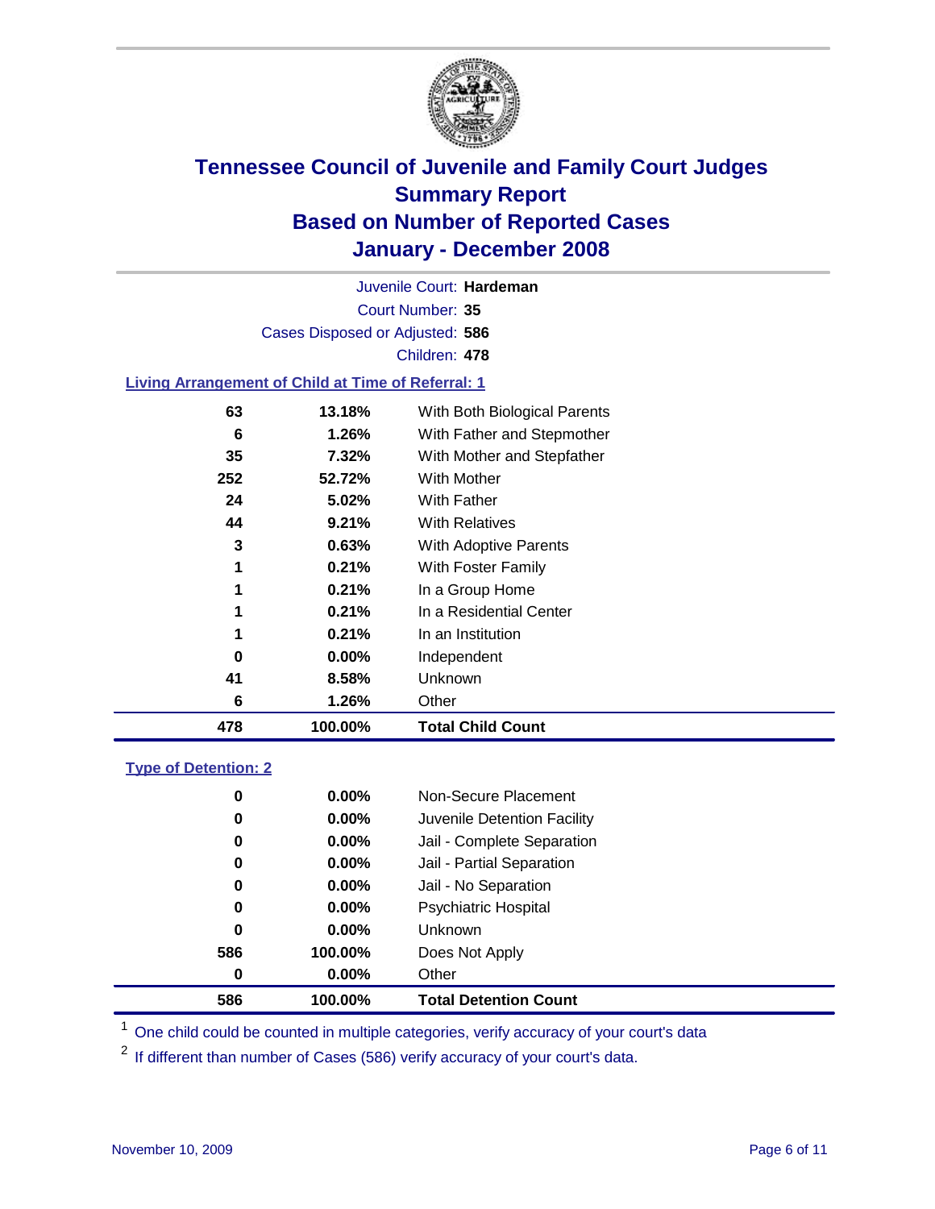# Tennessee Council of Juvenile and Family Court Judges
## Summary Report
## Based on Number of Reported Cases
## January - December 2008

Juvenile Court: **Hardeman**

Court Number: **35**

Cases Disposed or Adjusted: **586**

Children: **478**

### Living Arrangement of Child at Time of Referral: 1

| Count | Percent | Living Arrangement |
|---|---|---|
| 63 | 13.18% | With Both Biological Parents |
| 6 | 1.26% | With Father and Stepmother |
| 35 | 7.32% | With Mother and Stepfather |
| 252 | 52.72% | With Mother |
| 24 | 5.02% | With Father |
| 44 | 9.21% | With Relatives |
| 3 | 0.63% | With Adoptive Parents |
| 1 | 0.21% | With Foster Family |
| 1 | 0.21% | In a Group Home |
| 1 | 0.21% | In a Residential Center |
| 1 | 0.21% | In an Institution |
| 0 | 0.00% | Independent |
| 41 | 8.58% | Unknown |
| 6 | 1.26% | Other |
| **478** | **100.00%** | **Total Child Count** |

### Type of Detention: 2

| Count | Percent | Type of Detention |
|---|---|---|
| 0 | 0.00% | Non-Secure Placement |
| 0 | 0.00% | Juvenile Detention Facility |
| 0 | 0.00% | Jail - Complete Separation |
| 0 | 0.00% | Jail - Partial Separation |
| 0 | 0.00% | Jail - No Separation |
| 0 | 0.00% | Psychiatric Hospital |
| 0 | 0.00% | Unknown |
| 586 | 100.00% | Does Not Apply |
| 0 | 0.00% | Other |
| **586** | **100.00%** | **Total Detention Count** |

[1] One child could be counted in multiple categories, verify accuracy of your court's data

[2] If different than number of Cases (586) verify accuracy of your court's data.

November 10, 2009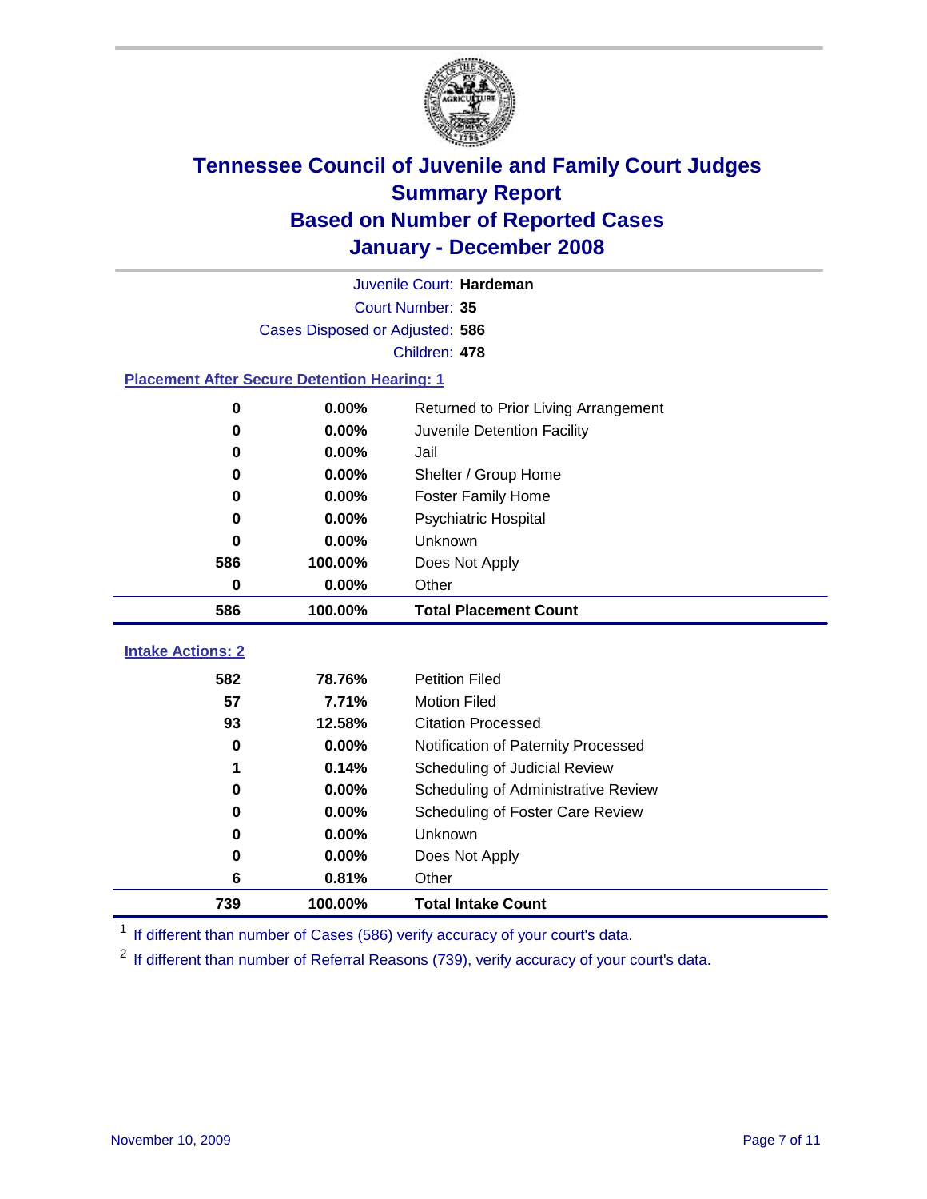# Tennessee Council of Juvenile and Family Court Judges
## Summary Report
## Based on Number of Reported Cases
## January - December 2008

Juvenile Court: **Hardeman**

Court Number: **35**

Cases Disposed or Adjusted: **586**

Children: **478**

### Placement After Secure Detention Hearing: 1

| Count | Percent | Placement |
|---|---|---|
| 0 | 0.00% | Returned to Prior Living Arrangement |
| 0 | 0.00% | Juvenile Detention Facility |
| 0 | 0.00% | Jail |
| 0 | 0.00% | Shelter / Group Home |
| 0 | 0.00% | Foster Family Home |
| 0 | 0.00% | Psychiatric Hospital |
| 0 | 0.00% | Unknown |
| 586 | 100.00% | Does Not Apply |
| 0 | 0.00% | Other |
| **586** | **100.00%** | **Total Placement Count** |

### Intake Actions: 2

| Count | Percent | Intake Action |
|---|---|---|
| 582 | 78.76% | Petition Filed |
| 57 | 7.71% | Motion Filed |
| 93 | 12.58% | Citation Processed |
| 0 | 0.00% | Notification of Paternity Processed |
| 1 | 0.14% | Scheduling of Judicial Review |
| 0 | 0.00% | Scheduling of Administrative Review |
| 0 | 0.00% | Scheduling of Foster Care Review |
| 0 | 0.00% | Unknown |
| 0 | 0.00% | Does Not Apply |
| 6 | 0.81% | Other |
| **739** | **100.00%** | **Total Intake Count** |

[1] If different than number of Cases (586) verify accuracy of your court's data.

[2] If different than number of Referral Reasons (739), verify accuracy of your court's data.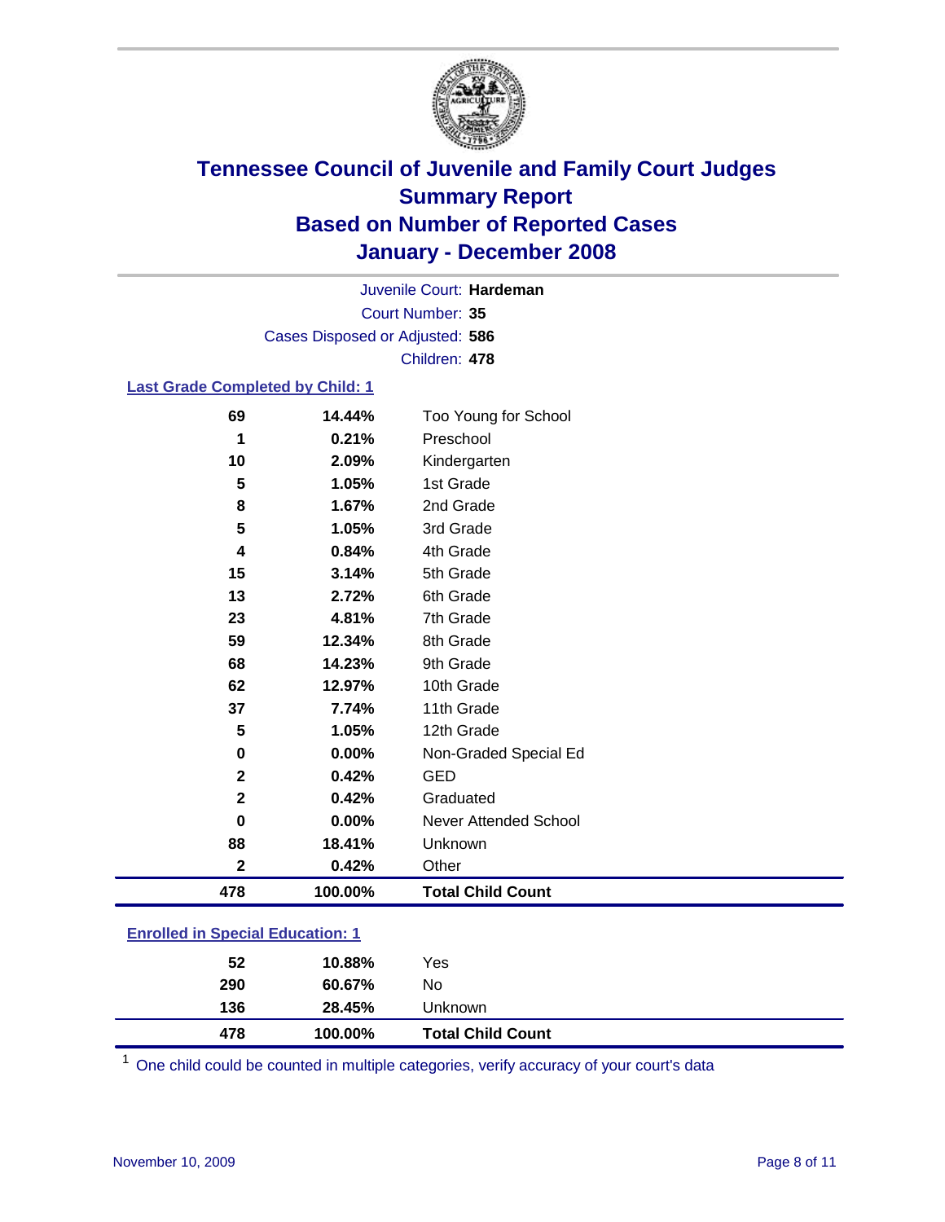# Tennessee Council of Juvenile and Family Court Judges Summary Report Based on Number of Reported Cases January - December 2008

Juvenile Court: **Hardeman**

Court Number: **35**

Cases Disposed or Adjusted: **586**

Children: **478**

## Last Grade Completed by Child: 1

| Count | Percent | Category |
|---|---|---|
| 69 | 14.44% | Too Young for School |
| 1 | 0.21% | Preschool |
| 10 | 2.09% | Kindergarten |
| 5 | 1.05% | 1st Grade |
| 8 | 1.67% | 2nd Grade |
| 5 | 1.05% | 3rd Grade |
| 4 | 0.84% | 4th Grade |
| 15 | 3.14% | 5th Grade |
| 13 | 2.72% | 6th Grade |
| 23 | 4.81% | 7th Grade |
| 59 | 12.34% | 8th Grade |
| 68 | 14.23% | 9th Grade |
| 62 | 12.97% | 10th Grade |
| 37 | 7.74% | 11th Grade |
| 5 | 1.05% | 12th Grade |
| 0 | 0.00% | Non-Graded Special Ed |
| 2 | 0.42% | GED |
| 2 | 0.42% | Graduated |
| 0 | 0.00% | Never Attended School |
| 88 | 18.41% | Unknown |
| 2 | 0.42% | Other |
| **478** | **100.00%** | **Total Child Count** |

## Enrolled in Special Education: 1

| Count | Percent | Category |
|---|---|---|
| 52 | 10.88% | Yes |
| 290 | 60.67% | No |
| 136 | 28.45% | Unknown |
| **478** | **100.00%** | **Total Child Count** |

[1] One child could be counted in multiple categories, verify accuracy of your court's data

November 10, 2009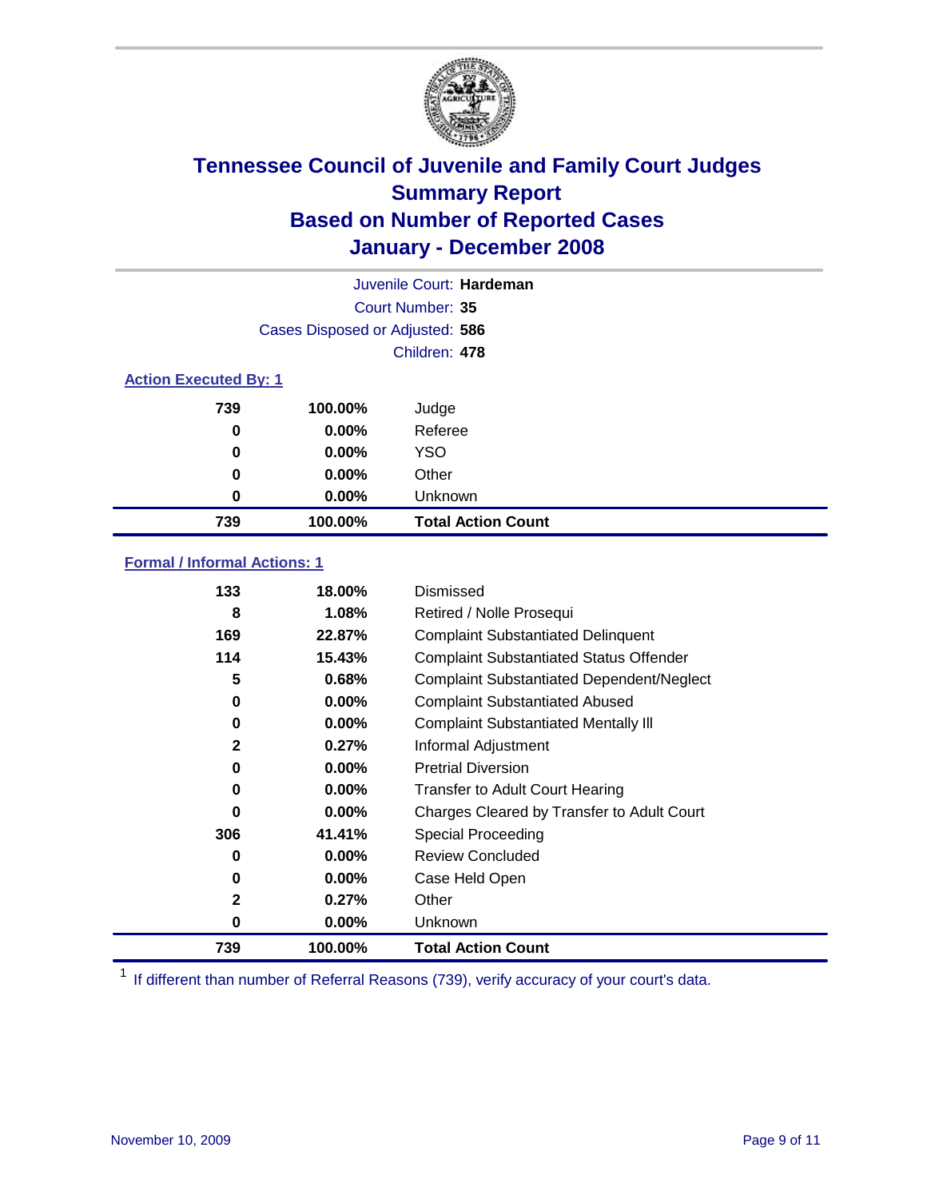# Tennessee Council of Juvenile and Family Court Judges
## Summary Report
## Based on Number of Reported Cases
## January - December 2008

Juvenile Court: **Hardeman**
Court Number: **35**
Cases Disposed or Adjusted: **586**
Children: **478**

### Action Executed By: 1

| Count | Percent | Action |
|---|---|---|
| 739 | 100.00% | Judge |
| 0 | 0.00% | Referee |
| 0 | 0.00% | YSO |
| 0 | 0.00% | Other |
| 0 | 0.00% | Unknown |
| **739** | **100.00%** | **Total Action Count** |

### Formal / Informal Actions: 1

| Count | Percent | Action |
|---|---|---|
| 133 | 18.00% | Dismissed |
| 8 | 1.08% | Retired / Nolle Prosequi |
| 169 | 22.87% | Complaint Substantiated Delinquent |
| 114 | 15.43% | Complaint Substantiated Status Offender |
| 5 | 0.68% | Complaint Substantiated Dependent/Neglect |
| 0 | 0.00% | Complaint Substantiated Abused |
| 0 | 0.00% | Complaint Substantiated Mentally Ill |
| 2 | 0.27% | Informal Adjustment |
| 0 | 0.00% | Pretrial Diversion |
| 0 | 0.00% | Transfer to Adult Court Hearing |
| 0 | 0.00% | Charges Cleared by Transfer to Adult Court |
| 306 | 41.41% | Special Proceeding |
| 0 | 0.00% | Review Concluded |
| 0 | 0.00% | Case Held Open |
| 2 | 0.27% | Other |
| 0 | 0.00% | Unknown |
| **739** | **100.00%** | **Total Action Count** |

[1] If different than number of Referral Reasons (739), verify accuracy of your court's data.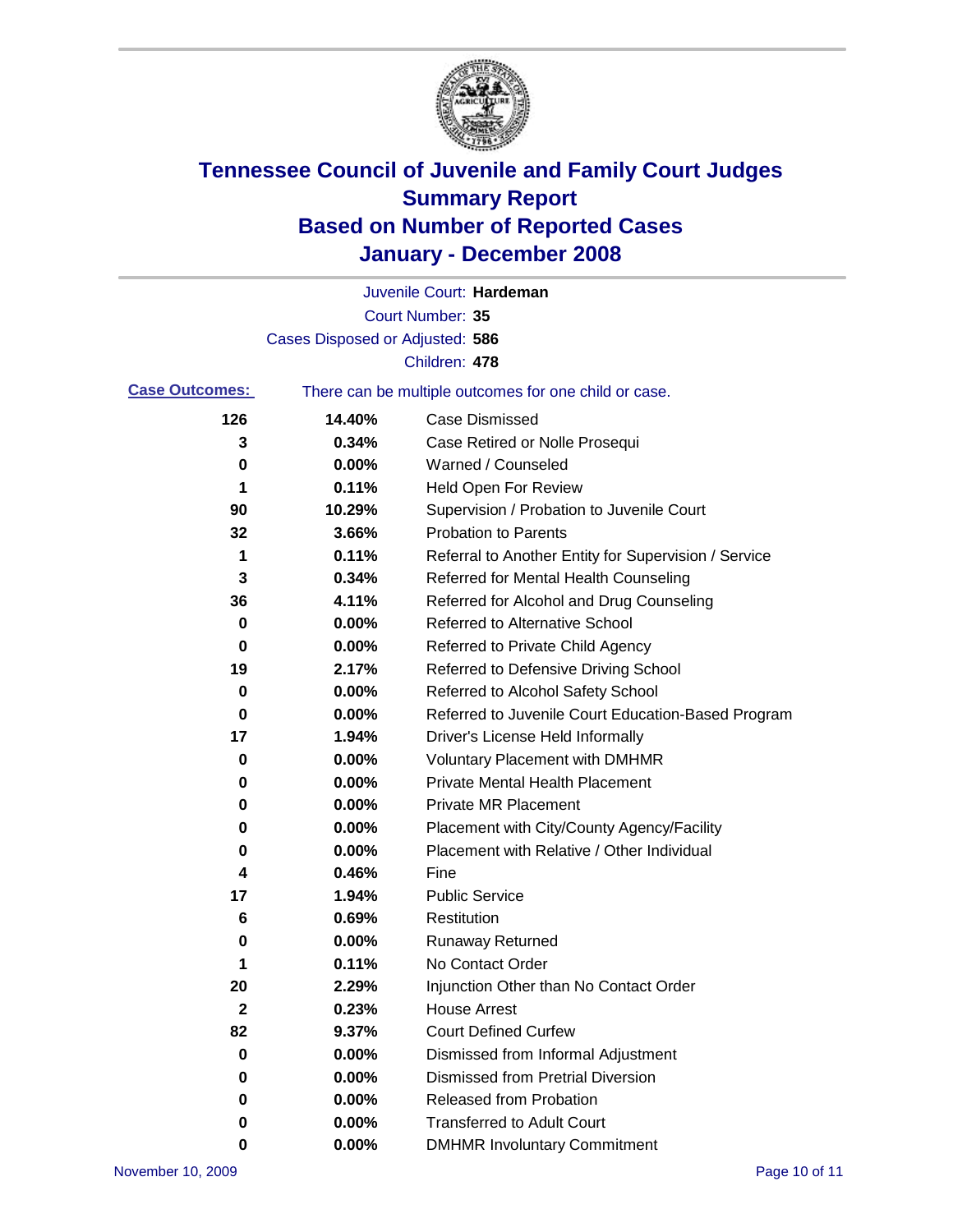# Tennessee Council of Juvenile and Family Court Judges
## Summary Report
## Based on Number of Reported Cases
## January - December 2008

Juvenile Court: **Hardeman**

Court Number: **35**

Cases Disposed or Adjusted: **586**

Children: **478**

**Case Outcomes:** There can be multiple outcomes for one child or case.

| Count | Percent | Outcome |
|---|---|---|
| 126 | 14.40% | Case Dismissed |
| 3 | 0.34% | Case Retired or Nolle Prosequi |
| 0 | 0.00% | Warned / Counseled |
| 1 | 0.11% | Held Open For Review |
| 90 | 10.29% | Supervision / Probation to Juvenile Court |
| 32 | 3.66% | Probation to Parents |
| 1 | 0.11% | Referral to Another Entity for Supervision / Service |
| 3 | 0.34% | Referred for Mental Health Counseling |
| 36 | 4.11% | Referred for Alcohol and Drug Counseling |
| 0 | 0.00% | Referred to Alternative School |
| 0 | 0.00% | Referred to Private Child Agency |
| 19 | 2.17% | Referred to Defensive Driving School |
| 0 | 0.00% | Referred to Alcohol Safety School |
| 0 | 0.00% | Referred to Juvenile Court Education-Based Program |
| 17 | 1.94% | Driver's License Held Informally |
| 0 | 0.00% | Voluntary Placement with DMHMR |
| 0 | 0.00% | Private Mental Health Placement |
| 0 | 0.00% | Private MR Placement |
| 0 | 0.00% | Placement with City/County Agency/Facility |
| 0 | 0.00% | Placement with Relative / Other Individual |
| 4 | 0.46% | Fine |
| 17 | 1.94% | Public Service |
| 6 | 0.69% | Restitution |
| 0 | 0.00% | Runaway Returned |
| 1 | 0.11% | No Contact Order |
| 20 | 2.29% | Injunction Other than No Contact Order |
| 2 | 0.23% | House Arrest |
| 82 | 9.37% | Court Defined Curfew |
| 0 | 0.00% | Dismissed from Informal Adjustment |
| 0 | 0.00% | Dismissed from Pretrial Diversion |
| 0 | 0.00% | Released from Probation |
| 0 | 0.00% | Transferred to Adult Court |
| 0 | 0.00% | DMHMR Involuntary Commitment |

November 10, 2009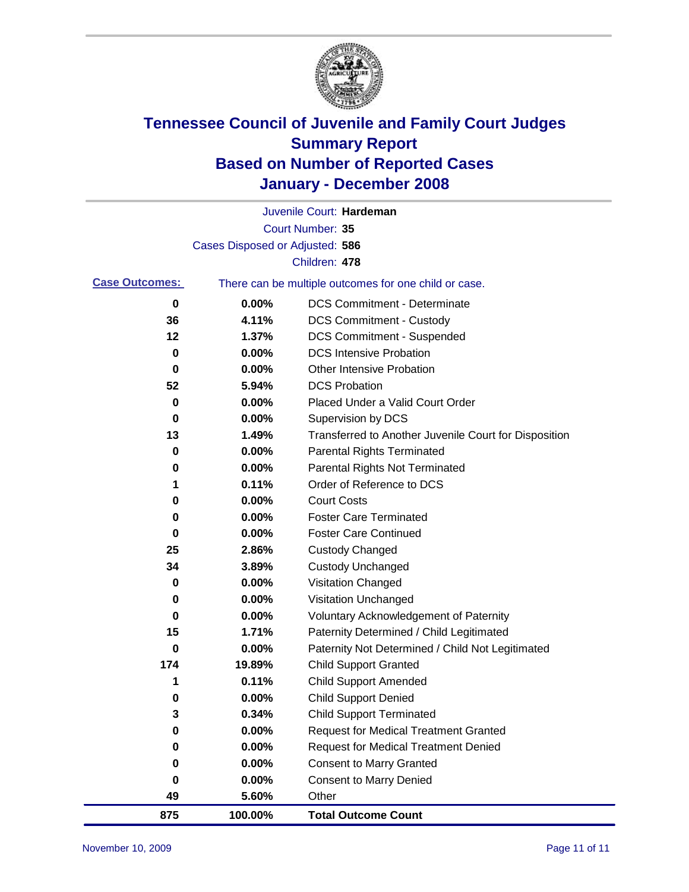# Tennessee Council of Juvenile and Family Court Judges
## Summary Report
## Based on Number of Reported Cases
## January - December 2008

Juvenile Court: **Hardeman**

Court Number: **35**

Cases Disposed or Adjusted: **586**

Children: **478**

**Case Outcomes:** There can be multiple outcomes for one child or case.

| | | |
|---|---|---|
| 0 | 0.00% | DCS Commitment - Determinate |
| 36 | 4.11% | DCS Commitment - Custody |
| 12 | 1.37% | DCS Commitment - Suspended |
| 0 | 0.00% | DCS Intensive Probation |
| 0 | 0.00% | Other Intensive Probation |
| 52 | 5.94% | DCS Probation |
| 0 | 0.00% | Placed Under a Valid Court Order |
| 0 | 0.00% | Supervision by DCS |
| 13 | 1.49% | Transferred to Another Juvenile Court for Disposition |
| 0 | 0.00% | Parental Rights Terminated |
| 0 | 0.00% | Parental Rights Not Terminated |
| 1 | 0.11% | Order of Reference to DCS |
| 0 | 0.00% | Court Costs |
| 0 | 0.00% | Foster Care Terminated |
| 0 | 0.00% | Foster Care Continued |
| 25 | 2.86% | Custody Changed |
| 34 | 3.89% | Custody Unchanged |
| 0 | 0.00% | Visitation Changed |
| 0 | 0.00% | Visitation Unchanged |
| 0 | 0.00% | Voluntary Acknowledgement of Paternity |
| 15 | 1.71% | Paternity Determined / Child Legitimated |
| 0 | 0.00% | Paternity Not Determined / Child Not Legitimated |
| 174 | 19.89% | Child Support Granted |
| 1 | 0.11% | Child Support Amended |
| 0 | 0.00% | Child Support Denied |
| 3 | 0.34% | Child Support Terminated |
| 0 | 0.00% | Request for Medical Treatment Granted |
| 0 | 0.00% | Request for Medical Treatment Denied |
| 0 | 0.00% | Consent to Marry Granted |
| 0 | 0.00% | Consent to Marry Denied |
| 49 | 5.60% | Other |
| **875** | **100.00%** | **Total Outcome Count** |